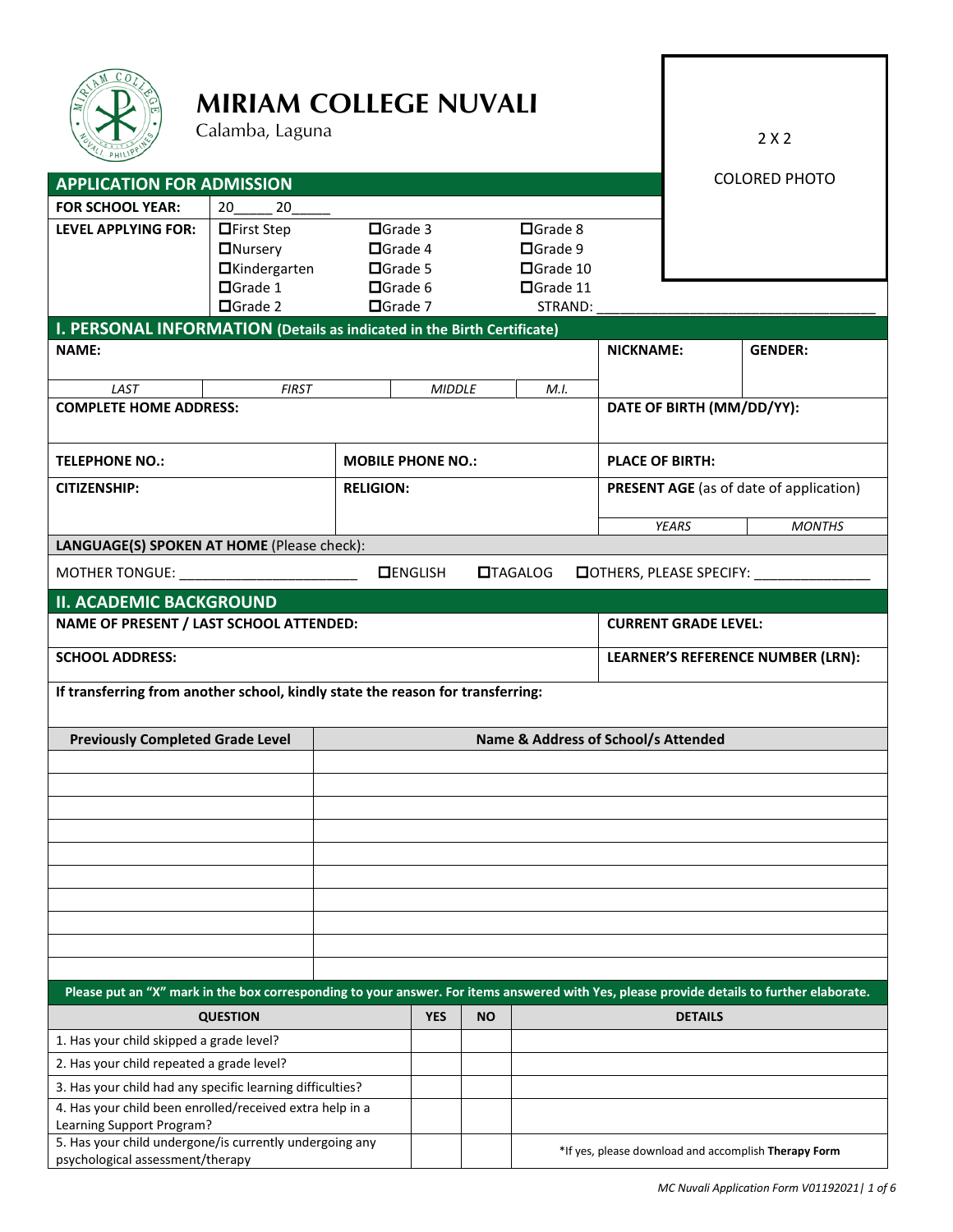# MIRIAM COLLEGE NUVALI

Calamba, Laguna

2 X 2

COLORED PHOTO

## APPLICATION FOR ADMISSION

| | | | |
|---|---|---|---|
| **FOR SCHOOL YEAR:** | 20_____ 20_____ | | |
| **LEVEL APPLYING FOR:** | ☐First Step | ☐Grade 3 | ☐Grade 8 |
| | ☐Nursery | ☐Grade 4 | ☐Grade 9 |
| | ☐Kindergarten | ☐Grade 5 | ☐Grade 10 |
| | ☐Grade 1 | ☐Grade 6 | ☐Grade 11 |
| | ☐Grade 2 | ☐Grade 7 | STRAND: ______________________________ |

## I. PERSONAL INFORMATION (Details as indicated in the Birth Certificate)

| | | | | | |
|---|---|---|---|---|---|
| **NAME:** | | | | **NICKNAME:** | **GENDER:** |
| *LAST* | *FIRST* | *MIDDLE* | *M.I.* | | |
| **COMPLETE HOME ADDRESS:** | | | | **DATE OF BIRTH (MM/DD/YY):** | |
| **TELEPHONE NO.:** | | **MOBILE PHONE NO.:** | | **PLACE OF BIRTH:** | |
| **CITIZENSHIP:** | | **RELIGION:** | | **PRESENT AGE** (as of date of application) | |
| | | | | *YEARS* | *MONTHS* |

**LANGUAGE(S) SPOKEN AT HOME** (Please check):

MOTHER TONGUE: ______________________ ☐ENGLISH ☐TAGALOG ☐OTHERS, PLEASE SPECIFY: _______________

## II. ACADEMIC BACKGROUND

| | |
|---|---|
| **NAME OF PRESENT / LAST SCHOOL ATTENDED:** | **CURRENT GRADE LEVEL:** |
| **SCHOOL ADDRESS:** | **LEARNER'S REFERENCE NUMBER (LRN):** |

**If transferring from another school, kindly state the reason for transferring:**

| Previously Completed Grade Level | Name & Address of School/s Attended |
|---|---|
| | |
| | |
| | |
| | |
| | |
| | |
| | |
| | |
| | |
| | |

**Please put an "X" mark in the box corresponding to your answer. For items answered with Yes, please provide details to further elaborate.**

| QUESTION | YES | NO | DETAILS |
|---|---|---|---|
| 1. Has your child skipped a grade level? | | | |
| 2. Has your child repeated a grade level? | | | |
| 3. Has your child had any specific learning difficulties? | | | |
| 4. Has your child been enrolled/received extra help in a Learning Support Program? | | | |
| 5. Has your child undergone/is currently undergoing any psychological assessment/therapy | | | *If yes, please download and accomplish **Therapy Form** |

*MC Nuvali Application Form V01192021*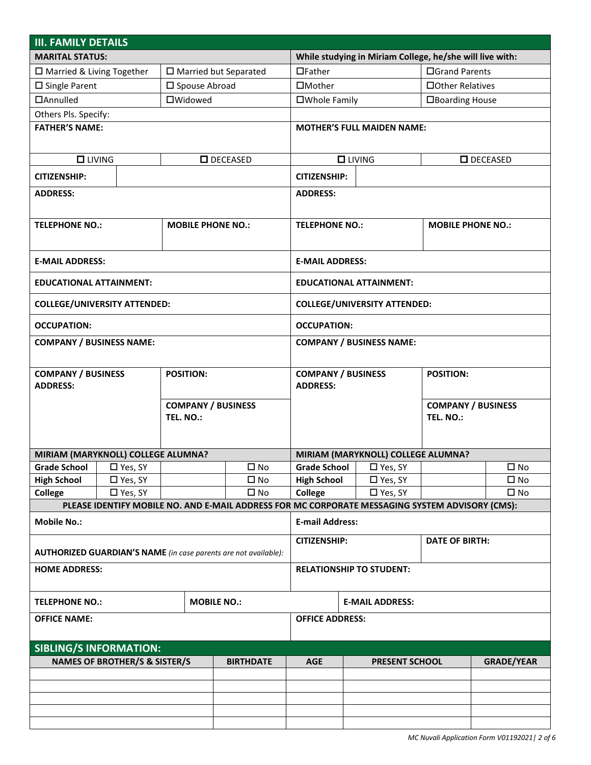## III. FAMILY DETAILS

| MARITAL STATUS: | | While studying in Miriam College, he/she will live with: | |
|---|---|---|---|
| ☐ Married & Living Together | ☐ Married but Separated | ☐Father | ☐Grand Parents |
| ☐ Single Parent | ☐ Spouse Abroad | ☐Mother | ☐Other Relatives |
| ☐Annulled | ☐Widowed | ☐Whole Family | ☐Boarding House |
| Others Pls. Specify: | | | |

| **FATHER'S NAME:** | | **MOTHER'S FULL MAIDEN NAME:** | |
|---|---|---|---|
| ☐ LIVING | ☐ DECEASED | ☐ LIVING | ☐ DECEASED |
| **CITIZENSHIP:** | | **CITIZENSHIP:** | |
| **ADDRESS:** | | **ADDRESS:** | |
| **TELEPHONE NO.:** | **MOBILE PHONE NO.:** | **TELEPHONE NO.:** | **MOBILE PHONE NO.:** |
| **E-MAIL ADDRESS:** | | **E-MAIL ADDRESS:** | |
| **EDUCATIONAL ATTAINMENT:** | | **EDUCATIONAL ATTAINMENT:** | |
| **COLLEGE/UNIVERSITY ATTENDED:** | | **COLLEGE/UNIVERSITY ATTENDED:** | |
| **OCCUPATION:** | | **OCCUPATION:** | |
| **COMPANY / BUSINESS NAME:** | | **COMPANY / BUSINESS NAME:** | |
| **COMPANY / BUSINESS ADDRESS:** | **POSITION:** | **COMPANY / BUSINESS ADDRESS:** | **POSITION:** |
| | **COMPANY / BUSINESS TEL. NO.:** | | **COMPANY / BUSINESS TEL. NO.:** |

| MIRIAM (MARYKNOLL) COLLEGE ALUMNA? | | | | MIRIAM (MARYKNOLL) COLLEGE ALUMNA? | | | |
|---|---|---|---|---|---|---|---|
| **Grade School** | ☐ Yes, SY | | ☐ No | **Grade School** | ☐ Yes, SY | | ☐ No |
| **High School** | ☐ Yes, SY | | ☐ No | **High School** | ☐ Yes, SY | | ☐ No |
| **College** | ☐ Yes, SY | | ☐ No | **College** | ☐ Yes, SY | | ☐ No |

**PLEASE IDENTIFY MOBILE NO. AND E-MAIL ADDRESS FOR MC CORPORATE MESSAGING SYSTEM ADVISORY (CMS):**

| **Mobile No.:** | | **E-mail Address:** | |
|---|---|---|---|
| **AUTHORIZED GUARDIAN'S NAME** *(in case parents are not available):* | | **CITIZENSHIP:** | **DATE OF BIRTH:** |
| **HOME ADDRESS:** | | **RELATIONSHIP TO STUDENT:** | |
| **TELEPHONE NO.:** | **MOBILE NO.:** | **E-MAIL ADDRESS:** | |
| **OFFICE NAME:** | | **OFFICE ADDRESS:** | |

## SIBLING/S INFORMATION:

| NAMES OF BROTHER/S & SISTER/S | BIRTHDATE | AGE | PRESENT SCHOOL | GRADE/YEAR |
|---|---|---|---|---|
| | | | | |
| | | | | |
| | | | | |
| | | | | |
| | | | | |

*MC Nuvali Application Form V01192021*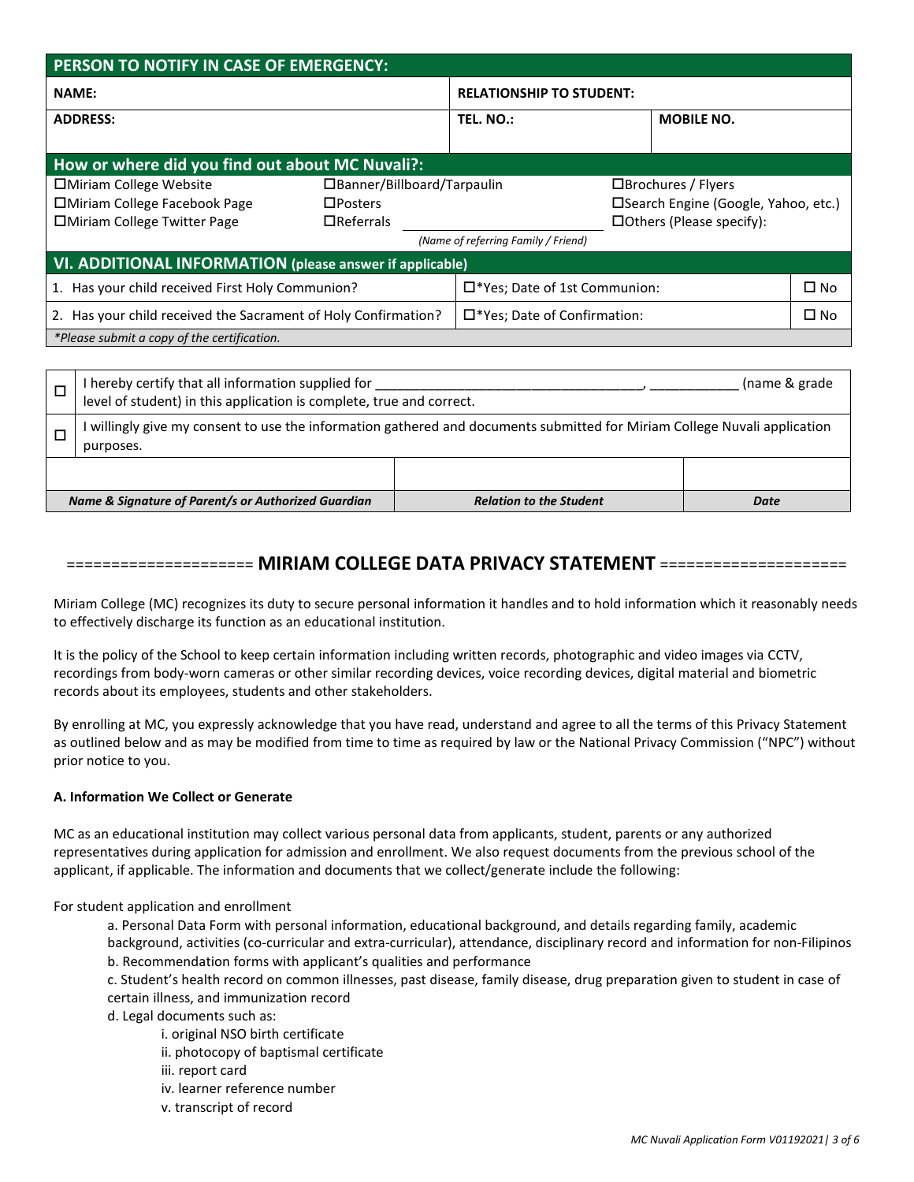| PERSON TO NOTIFY IN CASE OF EMERGENCY: | | |
|---|---|---|
| **NAME:** | **RELATIONSHIP TO STUDENT:** | |
| **ADDRESS:** | **TEL. NO.:** | **MOBILE NO.** |

| How or where did you find out about MC Nuvali?: | | |
|---|---|---|
| ☐Miriam College Website | ☐Banner/Billboard/Tarpaulin | ☐Brochures / Flyers |
| ☐Miriam College Facebook Page | ☐Posters | ☐Search Engine (Google, Yahoo, etc.) |
| ☐Miriam College Twitter Page | ☐Referrals ____________ *(Name of referring Family / Friend)* | ☐Others (Please specify): |

| VI. ADDITIONAL INFORMATION (please answer if applicable) | | |
|---|---|---|
| 1. Has your child received First Holy Communion? | ☐*Yes; Date of 1st Communion: | ☐ No |
| 2. Has your child received the Sacrament of Holy Confirmation? | ☐*Yes; Date of Confirmation: | ☐ No |
| *\*Please submit a copy of the certification.* | | |

| | |
|---|---|
| ☐ | I hereby certify that all information supplied for ___________________________________, ___________ (name & grade level of student) in this application is complete, true and correct. |
| ☐ | I willingly give my consent to use the information gathered and documents submitted for Miriam College Nuvali application purposes. |

| | | |
|---|---|---|
| | | |
| ***Name & Signature of Parent/s or Authorized Guardian*** | ***Relation to the Student*** | ***Date*** |

## ==================== MIRIAM COLLEGE DATA PRIVACY STATEMENT ====================

Miriam College (MC) recognizes its duty to secure personal information it handles and to hold information which it reasonably needs to effectively discharge its function as an educational institution.

It is the policy of the School to keep certain information including written records, photographic and video images via CCTV, recordings from body-worn cameras or other similar recording devices, voice recording devices, digital material and biometric records about its employees, students and other stakeholders.

By enrolling at MC, you expressly acknowledge that you have read, understand and agree to all the terms of this Privacy Statement as outlined below and as may be modified from time to time as required by law or the National Privacy Commission ("NPC") without prior notice to you.

### A. Information We Collect or Generate

MC as an educational institution may collect various personal data from applicants, student, parents or any authorized representatives during application for admission and enrollment. We also request documents from the previous school of the applicant, if applicable. The information and documents that we collect/generate include the following:

For student application and enrollment

- a. Personal Data Form with personal information, educational background, and details regarding family, academic background, activities (co-curricular and extra-curricular), attendance, disciplinary record and information for non-Filipinos
- b. Recommendation forms with applicant's qualities and performance
- c. Student's health record on common illnesses, past disease, family disease, drug preparation given to student in case of certain illness, and immunization record
- d. Legal documents such as:
    - i. original NSO birth certificate
    - ii. photocopy of baptismal certificate
    - iii. report card
    - iv. learner reference number
    - v. transcript of record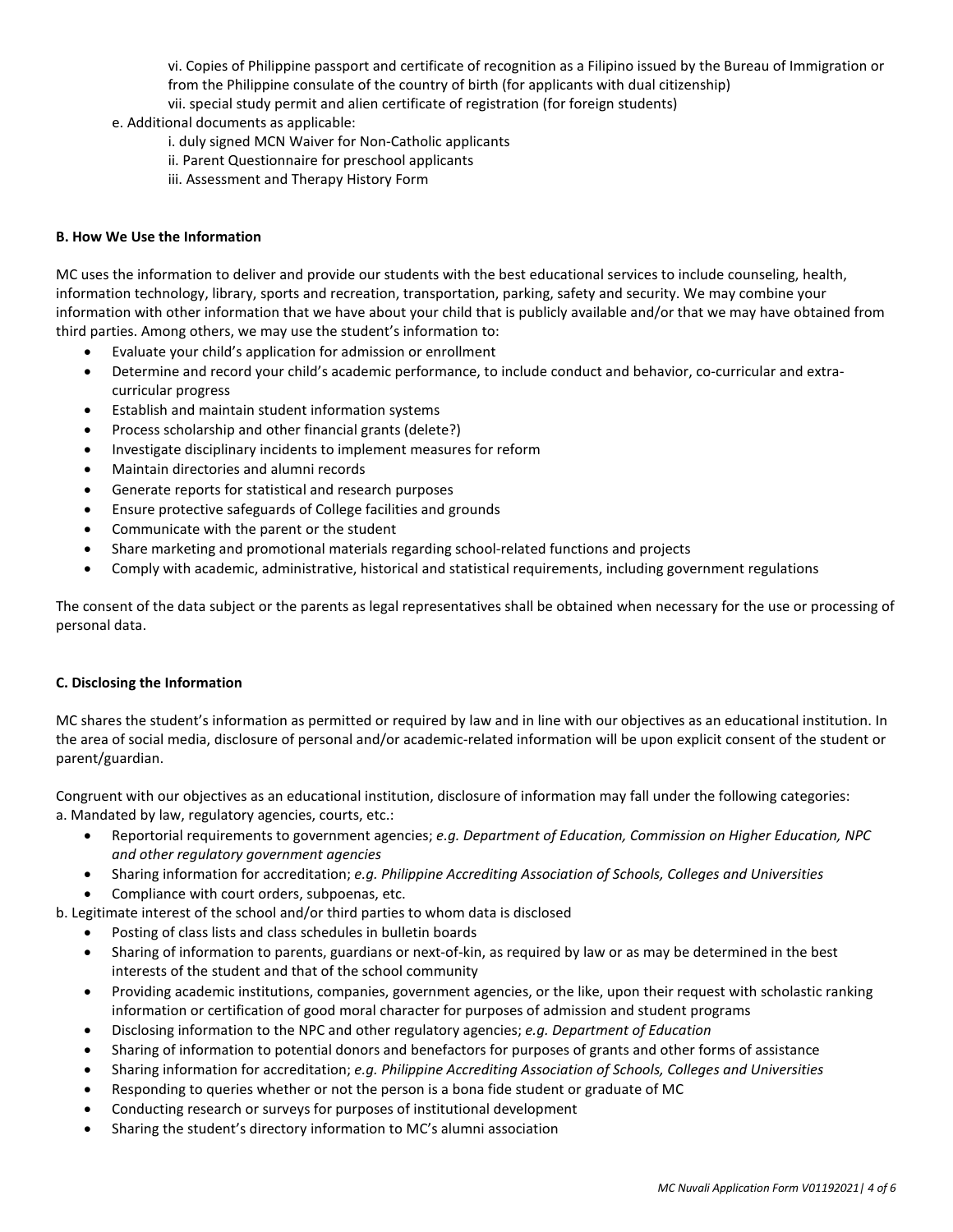vi. Copies of Philippine passport and certificate of recognition as a Filipino issued by the Bureau of Immigration or from the Philippine consulate of the country of birth (for applicants with dual citizenship)

vii. special study permit and alien certificate of registration (for foreign students)

e. Additional documents as applicable:

i. duly signed MCN Waiver for Non-Catholic applicants

ii. Parent Questionnaire for preschool applicants

iii. Assessment and Therapy History Form

**B. How We Use the Information**

MC uses the information to deliver and provide our students with the best educational services to include counseling, health, information technology, library, sports and recreation, transportation, parking, safety and security. We may combine your information with other information that we have about your child that is publicly available and/or that we may have obtained from third parties. Among others, we may use the student's information to:

- Evaluate your child's application for admission or enrollment
- Determine and record your child's academic performance, to include conduct and behavior, co-curricular and extra-curricular progress
- Establish and maintain student information systems
- Process scholarship and other financial grants (delete?)
- Investigate disciplinary incidents to implement measures for reform
- Maintain directories and alumni records
- Generate reports for statistical and research purposes
- Ensure protective safeguards of College facilities and grounds
- Communicate with the parent or the student
- Share marketing and promotional materials regarding school-related functions and projects
- Comply with academic, administrative, historical and statistical requirements, including government regulations

The consent of the data subject or the parents as legal representatives shall be obtained when necessary for the use or processing of personal data.

**C. Disclosing the Information**

MC shares the student's information as permitted or required by law and in line with our objectives as an educational institution. In the area of social media, disclosure of personal and/or academic-related information will be upon explicit consent of the student or parent/guardian.

Congruent with our objectives as an educational institution, disclosure of information may fall under the following categories:

a. Mandated by law, regulatory agencies, courts, etc.:

- Reportorial requirements to government agencies; *e.g. Department of Education, Commission on Higher Education, NPC and other regulatory government agencies*
- Sharing information for accreditation; *e.g. Philippine Accrediting Association of Schools, Colleges and Universities*
- Compliance with court orders, subpoenas, etc.

b. Legitimate interest of the school and/or third parties to whom data is disclosed

- Posting of class lists and class schedules in bulletin boards
- Sharing of information to parents, guardians or next-of-kin, as required by law or as may be determined in the best interests of the student and that of the school community
- Providing academic institutions, companies, government agencies, or the like, upon their request with scholastic ranking information or certification of good moral character for purposes of admission and student programs
- Disclosing information to the NPC and other regulatory agencies; *e.g. Department of Education*
- Sharing of information to potential donors and benefactors for purposes of grants and other forms of assistance
- Sharing information for accreditation; *e.g. Philippine Accrediting Association of Schools, Colleges and Universities*
- Responding to queries whether or not the person is a bona fide student or graduate of MC
- Conducting research or surveys for purposes of institutional development
- Sharing the student's directory information to MC's alumni association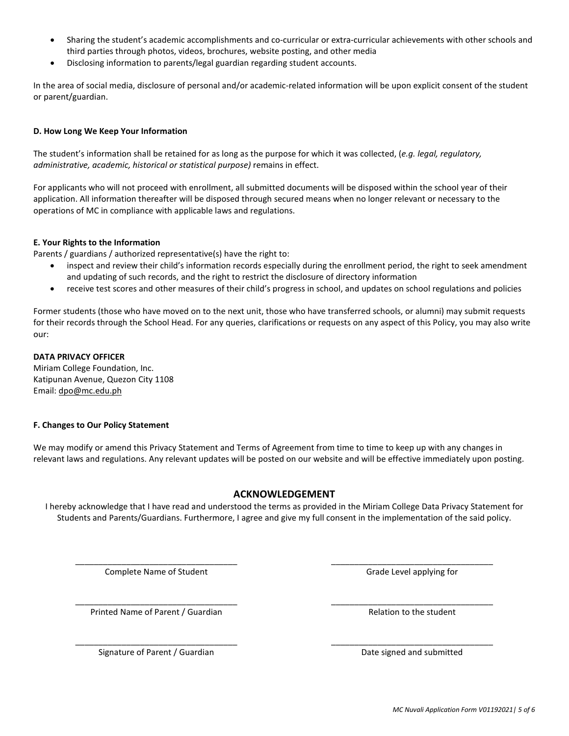- Sharing the student's academic accomplishments and co-curricular or extra-curricular achievements with other schools and third parties through photos, videos, brochures, website posting, and other media
- Disclosing information to parents/legal guardian regarding student accounts.

In the area of social media, disclosure of personal and/or academic-related information will be upon explicit consent of the student or parent/guardian.

**D. How Long We Keep Your Information**

The student's information shall be retained for as long as the purpose for which it was collected, (*e.g. legal, regulatory, administrative, academic, historical or statistical purpose)* remains in effect.

For applicants who will not proceed with enrollment, all submitted documents will be disposed within the school year of their application. All information thereafter will be disposed through secured means when no longer relevant or necessary to the operations of MC in compliance with applicable laws and regulations.

**E. Your Rights to the Information**

Parents / guardians / authorized representative(s) have the right to:

- inspect and review their child's information records especially during the enrollment period, the right to seek amendment and updating of such records, and the right to restrict the disclosure of directory information
- receive test scores and other measures of their child's progress in school, and updates on school regulations and policies

Former students (those who have moved on to the next unit, those who have transferred schools, or alumni) may submit requests for their records through the School Head. For any queries, clarifications or requests on any aspect of this Policy, you may also write our:

**DATA PRIVACY OFFICER**
Miriam College Foundation, Inc.
Katipunan Avenue, Quezon City 1108
Email: dpo@mc.edu.ph

**F. Changes to Our Policy Statement**

We may modify or amend this Privacy Statement and Terms of Agreement from time to time to keep up with any changes in relevant laws and regulations. Any relevant updates will be posted on our website and will be effective immediately upon posting.

## ACKNOWLEDGEMENT

I hereby acknowledge that I have read and understood the terms as provided in the Miriam College Data Privacy Statement for Students and Parents/Guardians. Furthermore, I agree and give my full consent in the implementation of the said policy.

___________________________________ Complete Name of Student

___________________________________ Grade Level applying for

___________________________________ Printed Name of Parent / Guardian

___________________________________ Relation to the student

___________________________________ Signature of Parent / Guardian

___________________________________ Date signed and submitted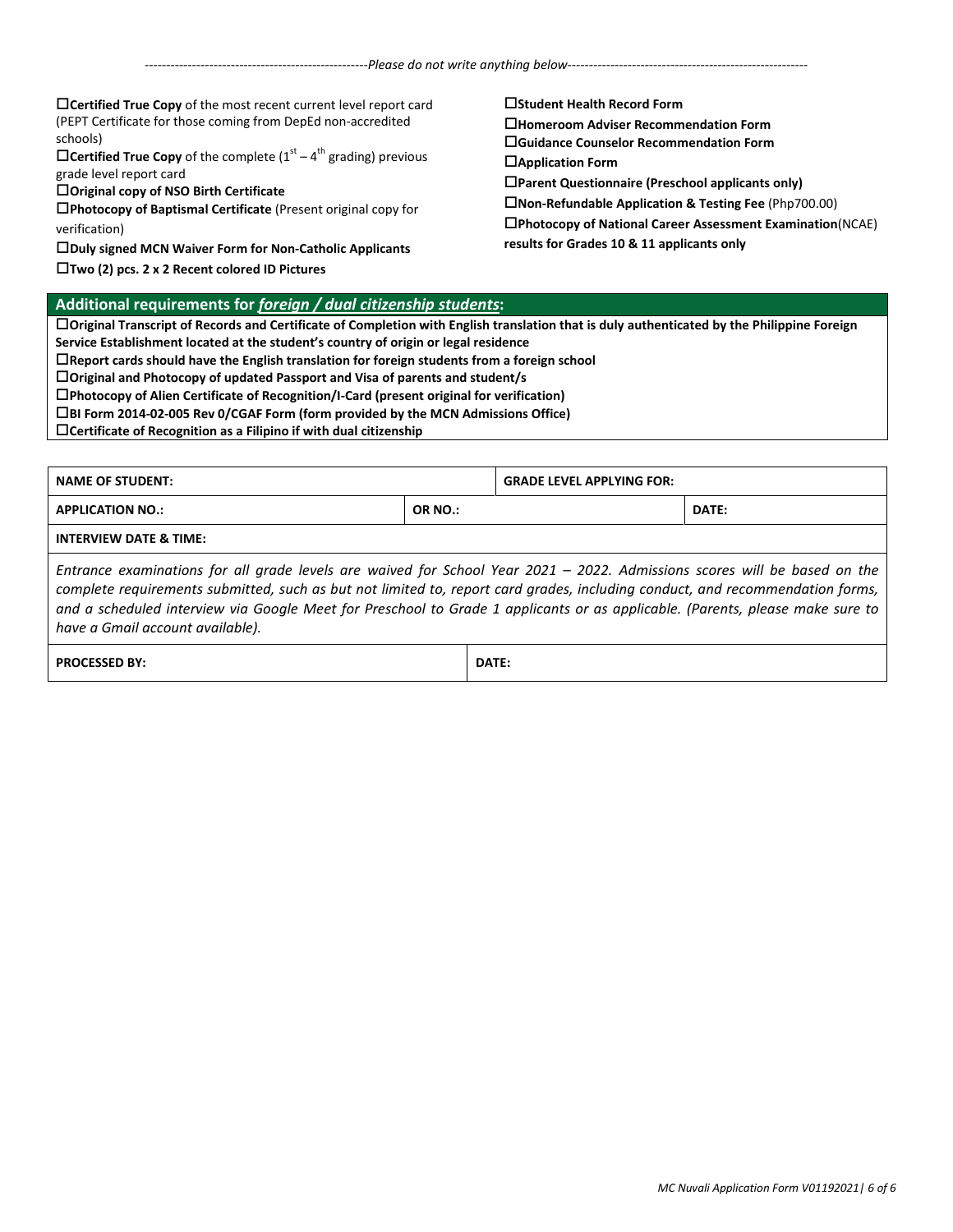----------------------------------------------------*Please do not write anything below*--------------------------------------------------------

☐**Certified True Copy** of the most recent current level report card (PEPT Certificate for those coming from DepEd non-accredited schools)

☐**Certified True Copy** of the complete ($1^{st}$ – $4^{th}$ grading) previous grade level report card

☐**Original copy of NSO Birth Certificate**

☐**Photocopy of Baptismal Certificate** (Present original copy for verification)

☐**Duly signed MCN Waiver Form for Non-Catholic Applicants**

☐**Two (2) pcs. 2 x 2 Recent colored ID Pictures**

☐**Student Health Record Form**

☐**Homeroom Adviser Recommendation Form**

☐**Guidance Counselor Recommendation Form**

☐**Application Form**

☐**Parent Questionnaire (Preschool applicants only)**

☐**Non-Refundable Application & Testing Fee** (Php700.00)

☐**Photocopy of National Career Assessment Examination**(NCAE) **results for Grades 10 & 11 applicants only**

## Additional requirements for *foreign / dual citizenship students*:

☐**Original Transcript of Records and Certificate of Completion with English translation that is duly authenticated by the Philippine Foreign Service Establishment located at the student's country of origin or legal residence**

☐**Report cards should have the English translation for foreign students from a foreign school**

☐**Original and Photocopy of updated Passport and Visa of parents and student/s**

☐**Photocopy of Alien Certificate of Recognition/I-Card (present original for verification)**

☐**BI Form 2014-02-005 Rev 0/CGAF Form (form provided by the MCN Admissions Office)**

☐**Certificate of Recognition as a Filipino if with dual citizenship**

| | | |
|---|---|---|
| **NAME OF STUDENT:** | **GRADE LEVEL APPLYING FOR:** | |
| **APPLICATION NO.:** | **OR NO.:** | **DATE:** |
| **INTERVIEW DATE & TIME:** | | |

*Entrance examinations for all grade levels are waived for School Year 2021 – 2022. Admissions scores will be based on the complete requirements submitted, such as but not limited to, report card grades, including conduct, and recommendation forms, and a scheduled interview via Google Meet for Preschool to Grade 1 applicants or as applicable. (Parents, please make sure to have a Gmail account available).*

| | |
|---|---|
| **PROCESSED BY:** | **DATE:** |